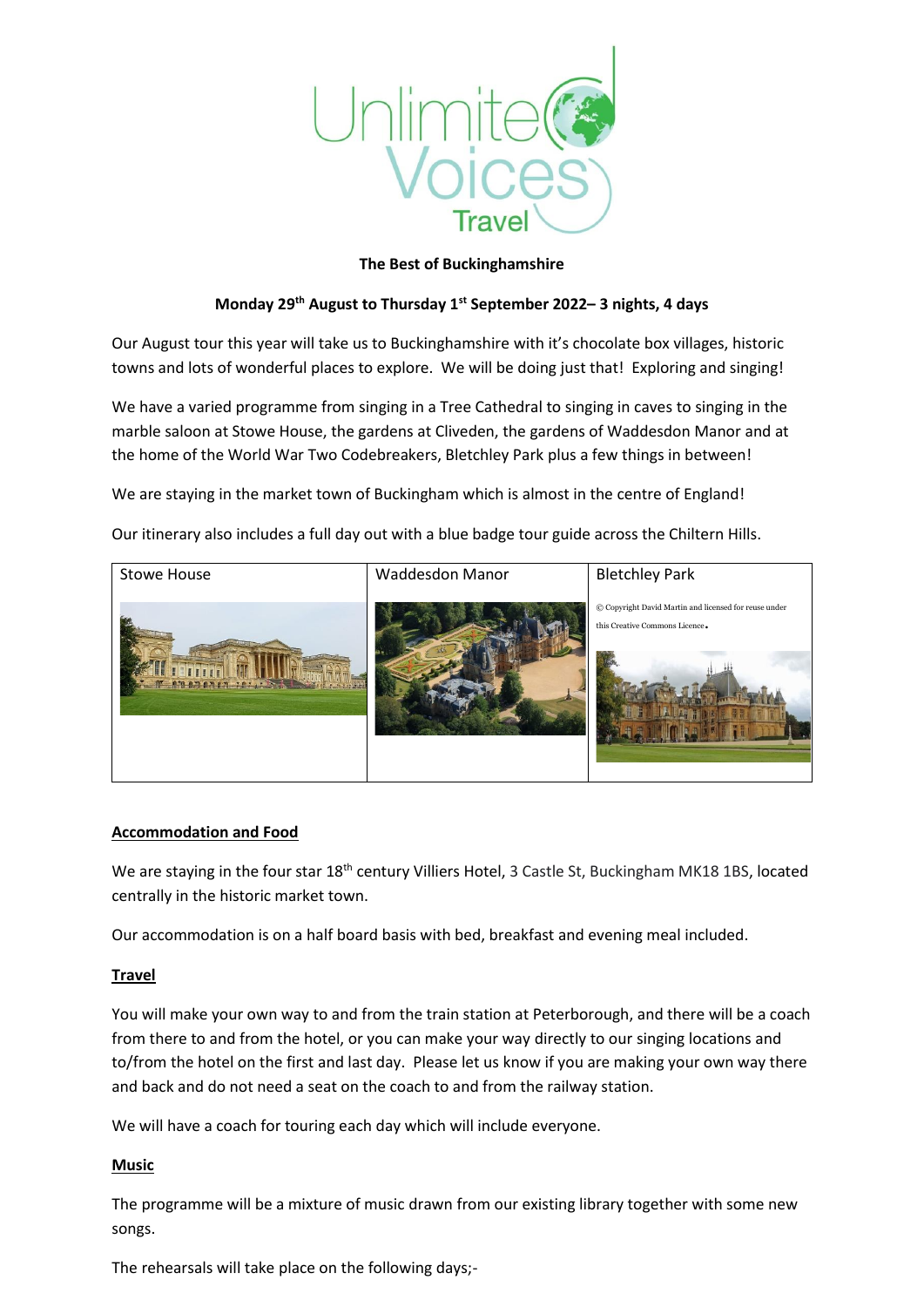**The Best of Buckinghamshire**

**Monday 29th August to Thursday 1st September 2022– 3 nights, 4 days**

Our August tour this year will take us to Buckinghamshire with it's chocolate box villages, historic towns and lots of wonderful places to explore. We will be doing just that! Exploring and singing!

We have a varied programme from singing in a Tree Cathedral to singing in caves to singing in the marble saloon at Stowe House, the gardens at Cliveden, the gardens of Waddesdon Manor and at the home of the World War Two Codebreakers, Bletchley Park plus a few things in between!

We are staying in the market town of Buckingham which is almost in the centre of England!

Our itinerary also includes a full day out with a blue badge tour guide across the Chiltern Hills.

| Stowe House | Waddesdon Manor | Bletchley Park |
| --- | --- | --- |
| | | © Copyright David Martin and licensed for reuse under this Creative Commons Licence. |

## Accommodation and Food

We are staying in the four star 18th century Villiers Hotel, 3 Castle St, Buckingham MK18 1BS, located centrally in the historic market town.

Our accommodation is on a half board basis with bed, breakfast and evening meal included.

## Travel

You will make your own way to and from the train station at Peterborough, and there will be a coach from there to and from the hotel, or you can make your way directly to our singing locations and to/from the hotel on the first and last day. Please let us know if you are making your own way there and back and do not need a seat on the coach to and from the railway station.

We will have a coach for touring each day which will include everyone.

## Music

The programme will be a mixture of music drawn from our existing library together with some new songs.

The rehearsals will take place on the following days;-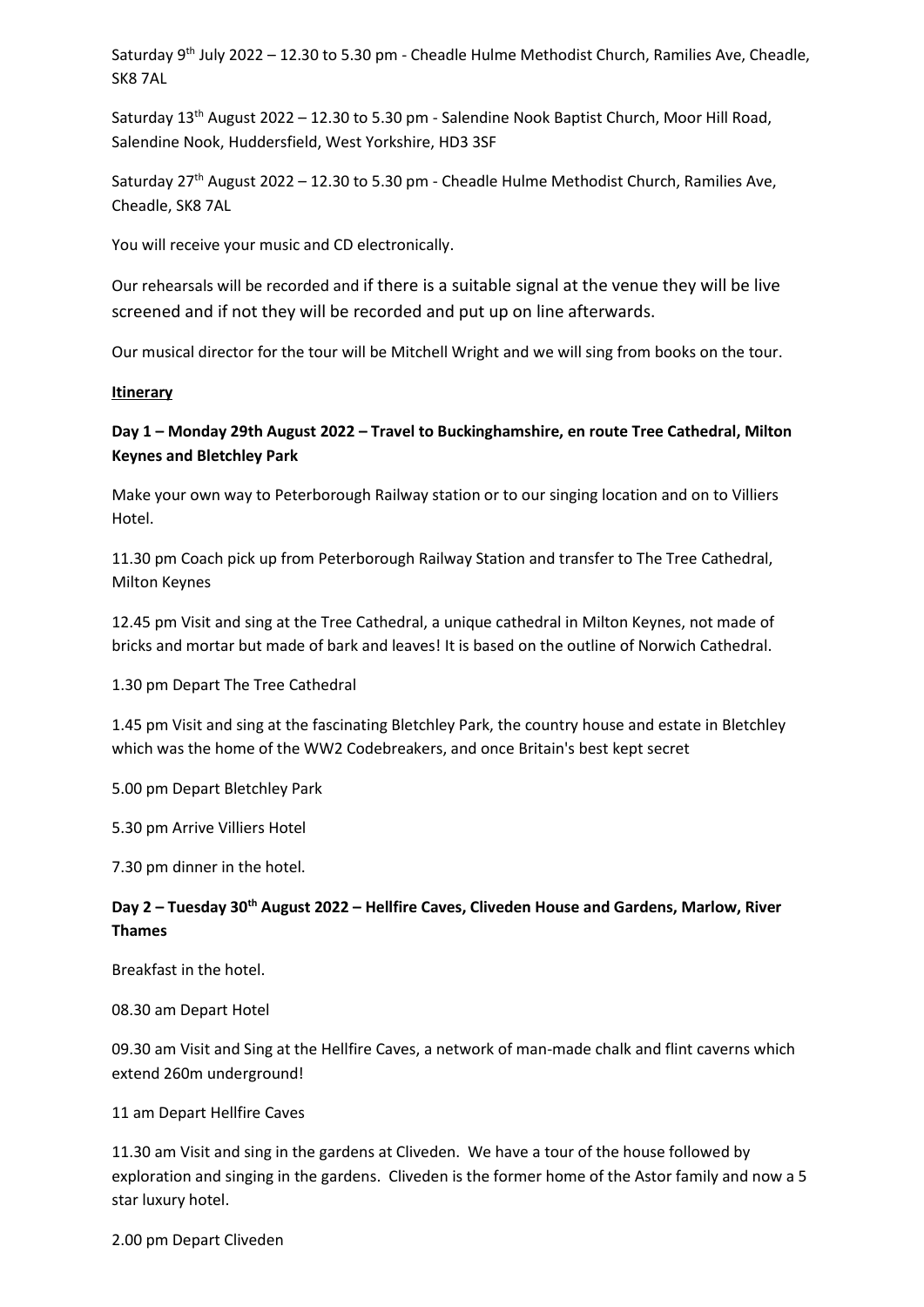Saturday 9th July 2022 – 12.30 to 5.30 pm - Cheadle Hulme Methodist Church, Ramilies Ave, Cheadle, SK8 7AL

Saturday 13th August 2022 – 12.30 to 5.30 pm - Salendine Nook Baptist Church, Moor Hill Road, Salendine Nook, Huddersfield, West Yorkshire, HD3 3SF

Saturday 27th August 2022 – 12.30 to 5.30 pm - Cheadle Hulme Methodist Church, Ramilies Ave, Cheadle, SK8 7AL

You will receive your music and CD electronically.

Our rehearsals will be recorded and if there is a suitable signal at the venue they will be live screened and if not they will be recorded and put up on line afterwards.

Our musical director for the tour will be Mitchell Wright and we will sing from books on the tour.

**Itinerary**

**Day 1 – Monday 29th August 2022 – Travel to Buckinghamshire, en route Tree Cathedral, Milton Keynes and Bletchley Park**

Make your own way to Peterborough Railway station or to our singing location and on to Villiers Hotel.

11.30 pm Coach pick up from Peterborough Railway Station and transfer to The Tree Cathedral, Milton Keynes

12.45 pm Visit and sing at the Tree Cathedral, a unique cathedral in Milton Keynes, not made of bricks and mortar but made of bark and leaves! It is based on the outline of Norwich Cathedral.

1.30 pm Depart The Tree Cathedral

1.45 pm Visit and sing at the fascinating Bletchley Park, the country house and estate in Bletchley which was the home of the WW2 Codebreakers, and once Britain's best kept secret

5.00 pm Depart Bletchley Park

5.30 pm Arrive Villiers Hotel

7.30 pm dinner in the hotel.

**Day 2 – Tuesday 30th August 2022 – Hellfire Caves, Cliveden House and Gardens, Marlow, River Thames**

Breakfast in the hotel.

08.30 am Depart Hotel

09.30 am Visit and Sing at the Hellfire Caves, a network of man-made chalk and flint caverns which extend 260m underground!

11 am Depart Hellfire Caves

11.30 am Visit and sing in the gardens at Cliveden. We have a tour of the house followed by exploration and singing in the gardens. Cliveden is the former home of the Astor family and now a 5 star luxury hotel.

2.00 pm Depart Cliveden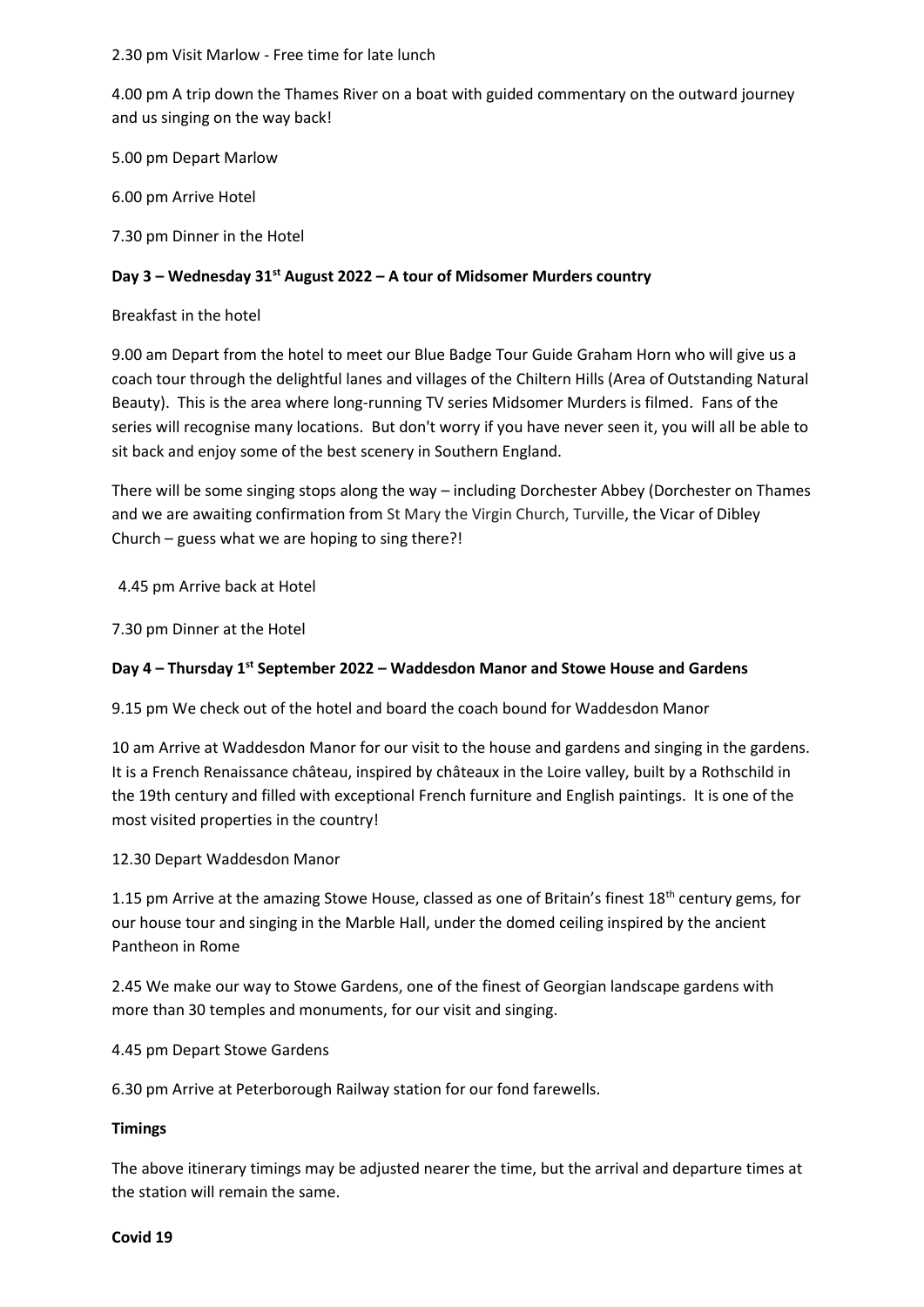2.30 pm Visit Marlow - Free time for late lunch

4.00 pm A trip down the Thames River on a boat with guided commentary on the outward journey and us singing on the way back!

5.00 pm Depart Marlow

6.00 pm Arrive Hotel

7.30 pm Dinner in the Hotel

**Day 3 – Wednesday 31st August 2022 – A tour of Midsomer Murders country**

Breakfast in the hotel

9.00 am Depart from the hotel to meet our Blue Badge Tour Guide Graham Horn who will give us a coach tour through the delightful lanes and villages of the Chiltern Hills (Area of Outstanding Natural Beauty). This is the area where long-running TV series Midsomer Murders is filmed. Fans of the series will recognise many locations. But don't worry if you have never seen it, you will all be able to sit back and enjoy some of the best scenery in Southern England.

There will be some singing stops along the way – including Dorchester Abbey (Dorchester on Thames and we are awaiting confirmation from St Mary the Virgin Church, Turville, the Vicar of Dibley Church – guess what we are hoping to sing there?!

4.45 pm Arrive back at Hotel

7.30 pm Dinner at the Hotel

**Day 4 – Thursday 1st September 2022 – Waddesdon Manor and Stowe House and Gardens**

9.15 pm We check out of the hotel and board the coach bound for Waddesdon Manor

10 am Arrive at Waddesdon Manor for our visit to the house and gardens and singing in the gardens. It is a French Renaissance château, inspired by châteaux in the Loire valley, built by a Rothschild in the 19th century and filled with exceptional French furniture and English paintings. It is one of the most visited properties in the country!

12.30 Depart Waddesdon Manor

1.15 pm Arrive at the amazing Stowe House, classed as one of Britain's finest 18th century gems, for our house tour and singing in the Marble Hall, under the domed ceiling inspired by the ancient Pantheon in Rome

2.45 We make our way to Stowe Gardens, one of the finest of Georgian landscape gardens with more than 30 temples and monuments, for our visit and singing.

4.45 pm Depart Stowe Gardens

6.30 pm Arrive at Peterborough Railway station for our fond farewells.

**Timings**

The above itinerary timings may be adjusted nearer the time, but the arrival and departure times at the station will remain the same.

**Covid 19**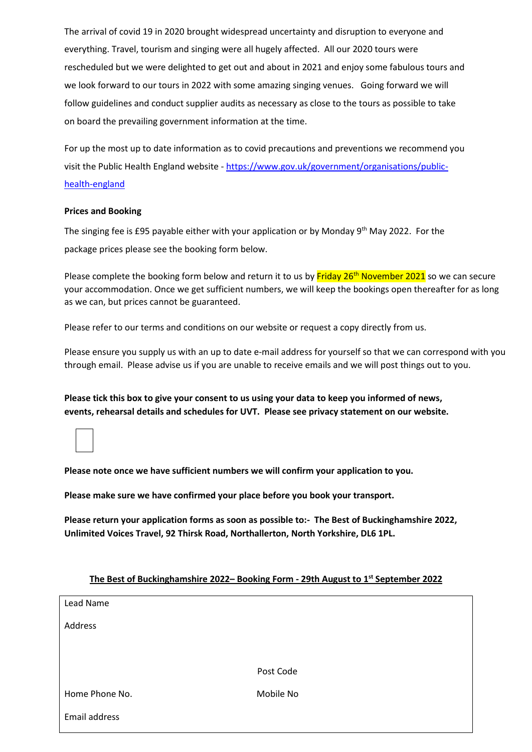The arrival of covid 19 in 2020 brought widespread uncertainty and disruption to everyone and everything. Travel, tourism and singing were all hugely affected. All our 2020 tours were rescheduled but we were delighted to get out and about in 2021 and enjoy some fabulous tours and we look forward to our tours in 2022 with some amazing singing venues. Going forward we will follow guidelines and conduct supplier audits as necessary as close to the tours as possible to take on board the prevailing government information at the time.

For up the most up to date information as to covid precautions and preventions we recommend you visit the Public Health England website - https://www.gov.uk/government/organisations/public-health-england

**Prices and Booking**

The singing fee is £95 payable either with your application or by Monday 9th May 2022. For the package prices please see the booking form below.

Please complete the booking form below and return it to us by Friday 26th November 2021 so we can secure your accommodation. Once we get sufficient numbers, we will keep the bookings open thereafter for as long as we can, but prices cannot be guaranteed.

Please refer to our terms and conditions on our website or request a copy directly from us.

Please ensure you supply us with an up to date e-mail address for yourself so that we can correspond with you through email. Please advise us if you are unable to receive emails and we will post things out to you.

**Please tick this box to give your consent to us using your data to keep you informed of news, events, rehearsal details and schedules for UVT. Please see privacy statement on our website.**

☐

**Please note once we have sufficient numbers we will confirm your application to you.**

**Please make sure we have confirmed your place before you book your transport.**

**Please return your application forms as soon as possible to:- The Best of Buckinghamshire 2022, Unlimited Voices Travel, 92 Thirsk Road, Northallerton, North Yorkshire, DL6 1PL.**

**The Best of Buckinghamshire 2022– Booking Form - 29th August to 1st September 2022**

| | |
|---|---|
| Lead Name | |
| Address | |
| | Post Code |
| Home Phone No. | Mobile No |
| Email address | |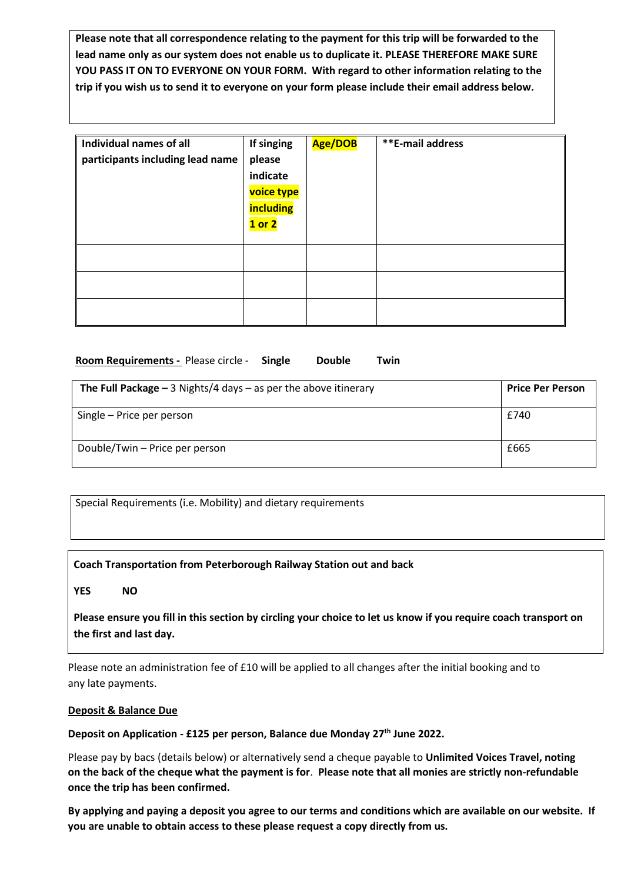**Please note that all correspondence relating to the payment for this trip will be forwarded to the lead name only as our system does not enable us to duplicate it. PLEASE THEREFORE MAKE SURE YOU PASS IT ON TO EVERYONE ON YOUR FORM. With regard to other information relating to the trip if you wish us to send it to everyone on your form please include their email address below.**

| **Individual names of all participants including lead name** | **If singing please indicate voice type including 1 or 2** | **Age/DOB** | **\*\*E-mail address** |
|---|---|---|---|
| | | | |
| | | | |
| | | | |

**Room Requirements -** Please circle - **Single** **Double** **Twin**

| **The Full Package –** 3 Nights/4 days – as per the above itinerary | **Price Per Person** |
|---|---|
| Single – Price per person | £740 |
| Double/Twin – Price per person | £665 |

Special Requirements (i.e. Mobility) and dietary requirements

**Coach Transportation from Peterborough Railway Station out and back**

**YES** **NO**

**Please ensure you fill in this section by circling your choice to let us know if you require coach transport on the first and last day.**

Please note an administration fee of £10 will be applied to all changes after the initial booking and to any late payments.

**Deposit & Balance Due**

**Deposit on Application - £125 per person, Balance due Monday 27th June 2022.**

Please pay by bacs (details below) or alternatively send a cheque payable to **Unlimited Voices Travel, noting on the back of the cheque what the payment is for**. **Please note that all monies are strictly non-refundable once the trip has been confirmed.**

**By applying and paying a deposit you agree to our terms and conditions which are available on our website. If you are unable to obtain access to these please request a copy directly from us.**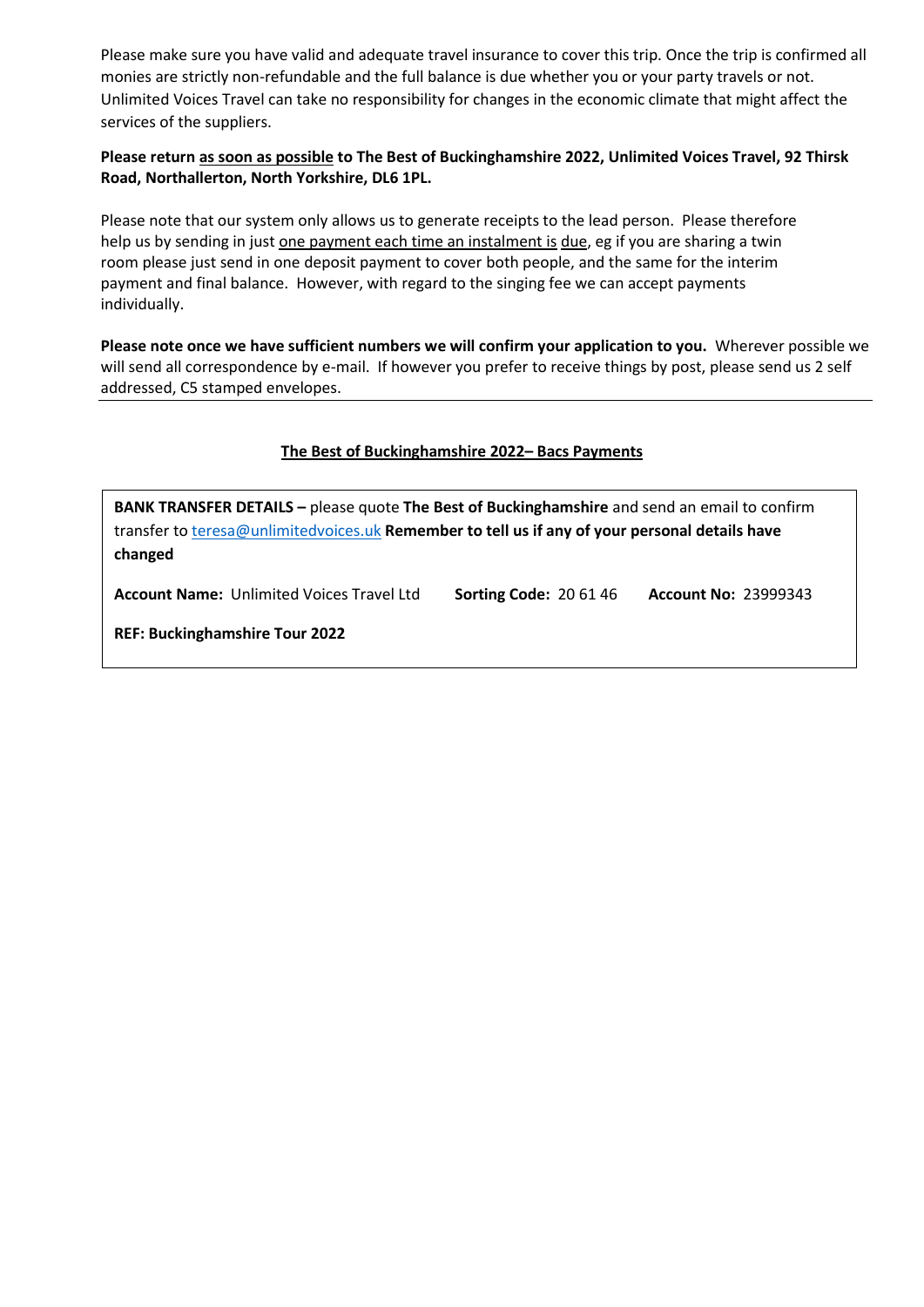Please make sure you have valid and adequate travel insurance to cover this trip. Once the trip is confirmed all monies are strictly non-refundable and the full balance is due whether you or your party travels or not. Unlimited Voices Travel can take no responsibility for changes in the economic climate that might affect the services of the suppliers.

**Please return as soon as possible to The Best of Buckinghamshire 2022, Unlimited Voices Travel, 92 Thirsk Road, Northallerton, North Yorkshire, DL6 1PL.**

Please note that our system only allows us to generate receipts to the lead person. Please therefore help us by sending in just one payment each time an instalment is due, eg if you are sharing a twin room please just send in one deposit payment to cover both people, and the same for the interim payment and final balance. However, with regard to the singing fee we can accept payments individually.

**Please note once we have sufficient numbers we will confirm your application to you.** Wherever possible we will send all correspondence by e-mail. If however you prefer to receive things by post, please send us 2 self addressed, C5 stamped envelopes.

---

## The Best of Buckinghamshire 2022– Bacs Payments

**BANK TRANSFER DETAILS –** please quote **The Best of Buckinghamshire** and send an email to confirm transfer to teresa@unlimitedvoices.uk **Remember to tell us if any of your personal details have changed**

**Account Name:** Unlimited Voices Travel Ltd **Sorting Code:** 20 61 46 **Account No:** 23999343

**REF: Buckinghamshire Tour 2022**